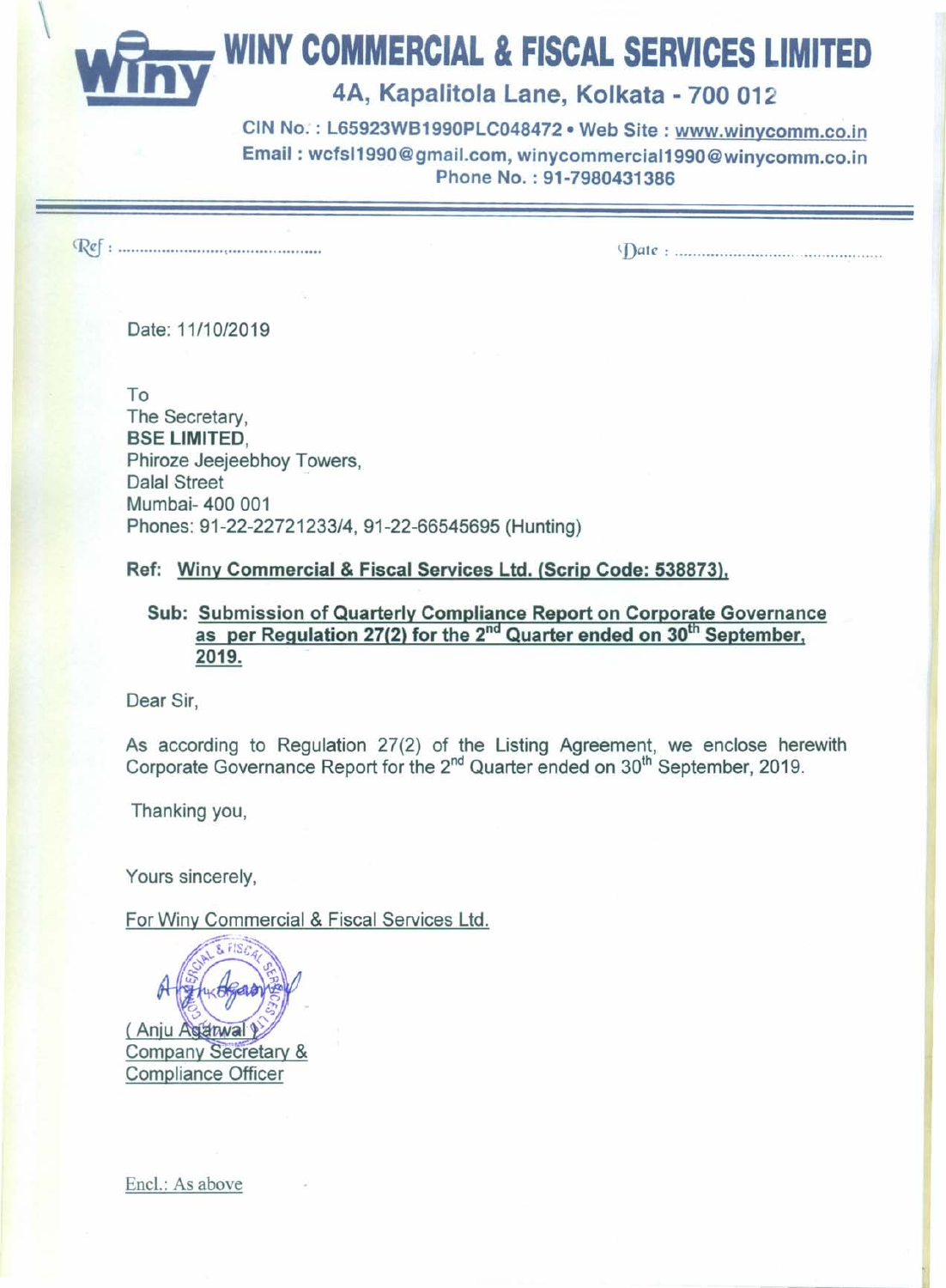# WINY COMMERCIAL & FISCAL SERVICES LIMITED

**4A, Kapalitola Lane, Kolkata - 700 012**

**CIN No. : L65923WB1990PLC048472 • Web Site : www.winycomm.co.in**
**Email : wcfsl1990@gmail.com, winycommercial1990@winycomm.co.in**
**Phone No. : 91-7980431386**

Ref : ................................................ Date : ................................................

Date: 11/10/2019

To
The Secretary,
**BSE LIMITED**,
Phiroze Jeejeebhoy Towers,
Dalal Street
Mumbai- 400 001
Phones: 91-22-22721233/4, 91-22-66545695 (Hunting)

**Ref: Winy Commercial & Fiscal Services Ltd. (Scrip Code: 538873).**

**Sub: Submission of Quarterly Compliance Report on Corporate Governance as per Regulation 27(2) for the 2nd Quarter ended on 30th September, 2019.**

Dear Sir,

As according to Regulation 27(2) of the Listing Agreement, we enclose herewith Corporate Governance Report for the 2nd Quarter ended on 30th September, 2019.

Thanking you,

Yours sincerely,

For Winy Commercial & Fiscal Services Ltd.

( Anju Agarwal )
Company Secretary &
Compliance Officer

Encl.: As above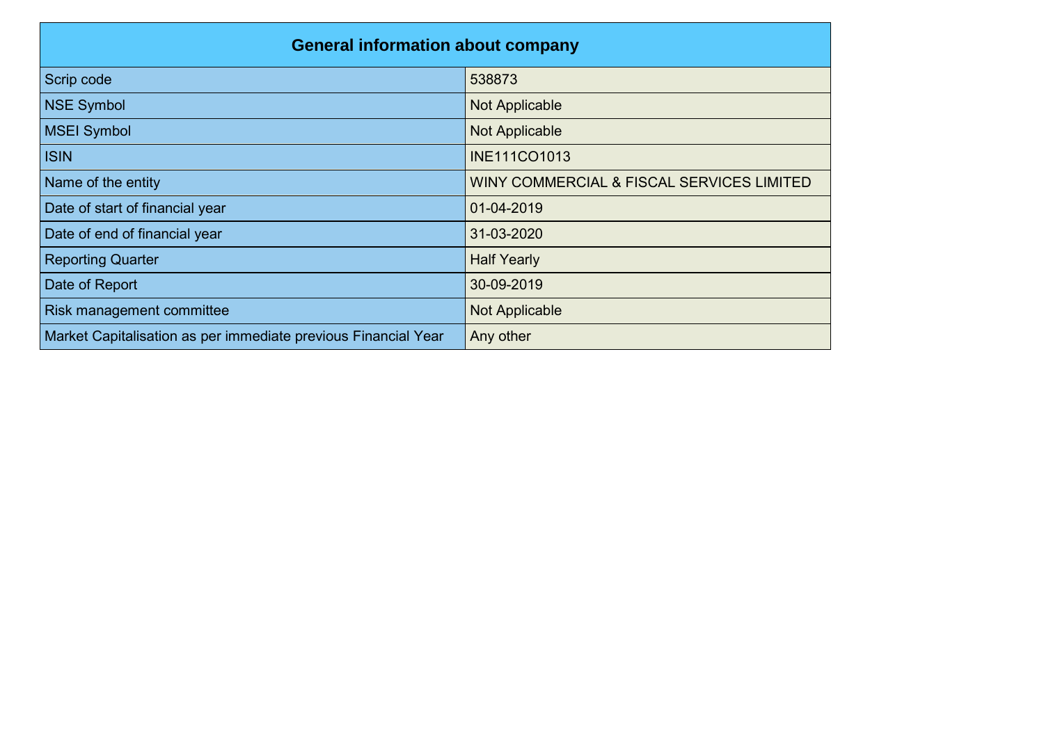| General information about company | |
|---|---|
| Scrip code | 538873 |
| NSE Symbol | Not Applicable |
| MSEI Symbol | Not Applicable |
| ISIN | INE111CO1013 |
| Name of the entity | WINY COMMERCIAL & FISCAL SERVICES LIMITED |
| Date of start of financial year | 01-04-2019 |
| Date of end of financial year | 31-03-2020 |
| Reporting Quarter | Half Yearly |
| Date of Report | 30-09-2019 |
| Risk management committee | Not Applicable |
| Market Capitalisation as per immediate previous Financial Year | Any other |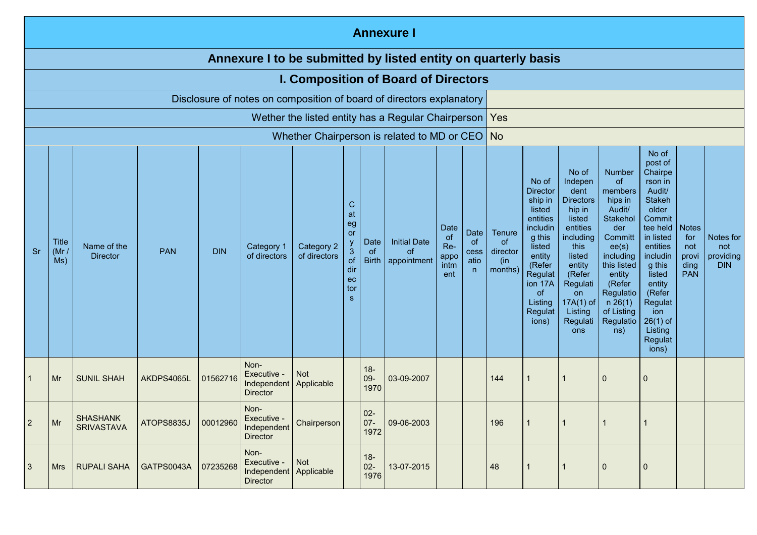# Annexure I

## Annexure I to be submitted by listed entity on quarterly basis

## I. Composition of Board of Directors

| Disclosure of notes on composition of board of directors explanatory | |
|---|---|
| Wether the listed entity has a Regular Chairperson | Yes |
| Whether Chairperson is related to MD or CEO | No |

| Sr | Title (Mr / Ms) | Name of the Director | PAN | DIN | Category 1 of directors | Category 2 of directors | Category 3 of directors | Date of Birth | Initial Date of appointment | Date of Re-appointment | Date of cessation | Tenure of director (in months) | No of Directorship in listed entities including this listed entity (Refer Regulation 17A of Listing Regulations) | No of Independent Directorship in listed entities including this listed entity (Refer Regulation 17A(1) of Listing Regulations | Number of memberships in Audit/ Stakeholder Committee(s) including this listed entity (Refer Regulation 26(1) of Listing Regulations) | No of post of Chairperson in Audit/ Stakeholder Committee held in listed entities including this listed entity (Refer Regulation 26(1) of Listing Regulations) | Notes for not providing PAN | Notes for not providing DIN |
|---|---|---|---|---|---|---|---|---|---|---|---|---|---|---|---|---|---|---|
| 1 | Mr | SUNIL SHAH | AKDPS4065L | 01562716 | Non-Executive - Independent Director | Not Applicable | | 18-09-1970 | 03-09-2007 | | | 144 | 1 | 1 | 0 | 0 | | |
| 2 | Mr | SHASHANK SRIVASTAVA | ATOPS8835J | 00012960 | Non-Executive - Independent Director | Chairperson | | 02-07-1972 | 09-06-2003 | | | 196 | 1 | 1 | 1 | 1 | | |
| 3 | Mrs | RUPALI SAHA | GATPS0043A | 07235268 | Non-Executive - Independent Director | Not Applicable | | 18-02-1976 | 13-07-2015 | | | 48 | 1 | 1 | 0 | 0 | | |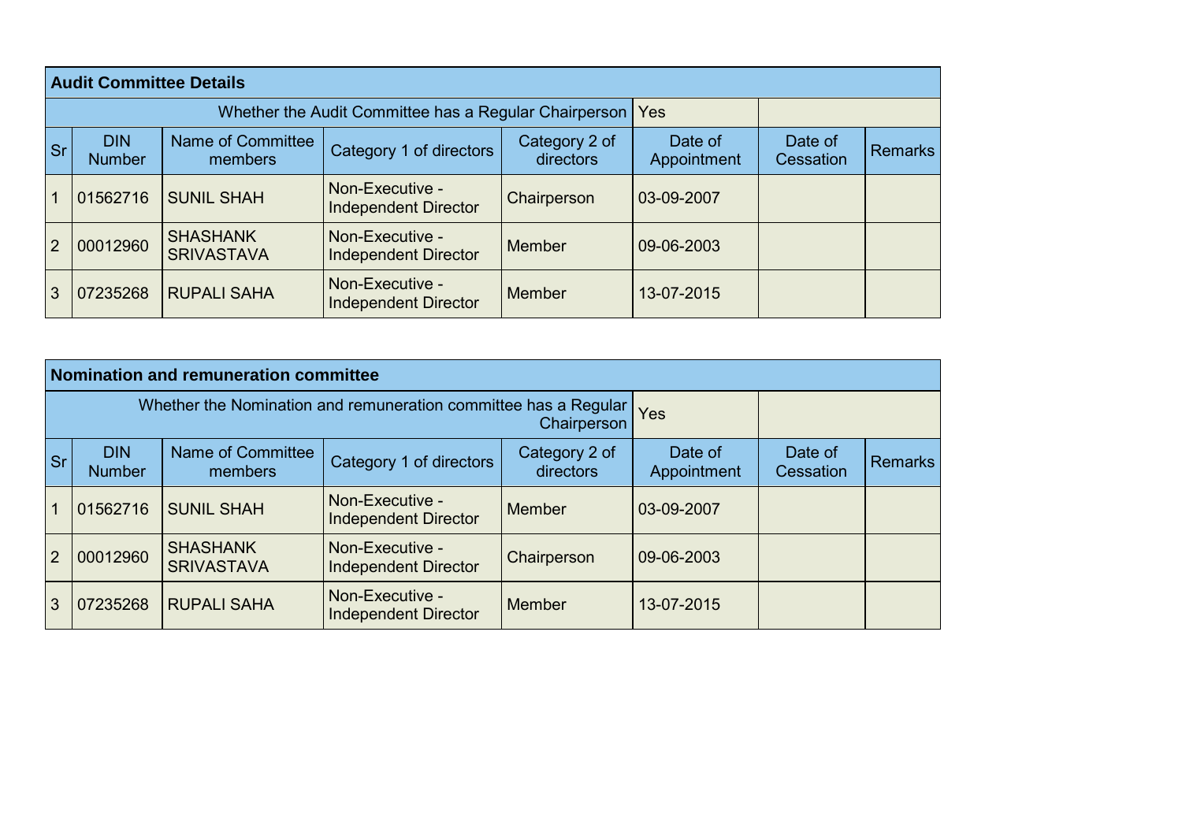## Audit Committee Details

| Whether the Audit Committee has a Regular Chairperson | | | | | Yes | | |
|---|---|---|---|---|---|---|---|
| **Sr** | **DIN Number** | **Name of Committee members** | **Category 1 of directors** | **Category 2 of directors** | **Date of Appointment** | **Date of Cessation** | **Remarks** |
| 1 | 01562716 | SUNIL SHAH | Non-Executive - Independent Director | Chairperson | 03-09-2007 | | |
| 2 | 00012960 | SHASHANK SRIVASTAVA | Non-Executive - Independent Director | Member | 09-06-2003 | | |
| 3 | 07235268 | RUPALI SAHA | Non-Executive - Independent Director | Member | 13-07-2015 | | |

## Nomination and remuneration committee

| Whether the Nomination and remuneration committee has a Regular Chairperson | | | | | Yes | | |
|---|---|---|---|---|---|---|---|
| **Sr** | **DIN Number** | **Name of Committee members** | **Category 1 of directors** | **Category 2 of directors** | **Date of Appointment** | **Date of Cessation** | **Remarks** |
| 1 | 01562716 | SUNIL SHAH | Non-Executive - Independent Director | Member | 03-09-2007 | | |
| 2 | 00012960 | SHASHANK SRIVASTAVA | Non-Executive - Independent Director | Chairperson | 09-06-2003 | | |
| 3 | 07235268 | RUPALI SAHA | Non-Executive - Independent Director | Member | 13-07-2015 | | |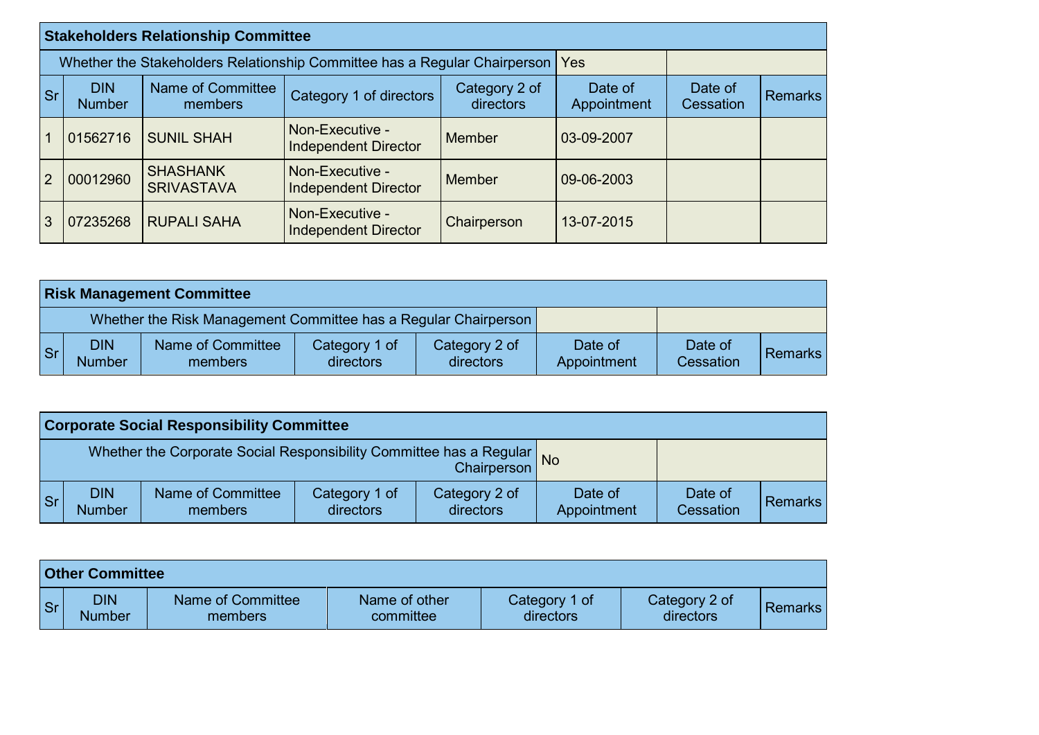## Stakeholders Relationship Committee

Whether the Stakeholders Relationship Committee has a Regular Chairperson: Yes

| Sr | DIN Number | Name of Committee members | Category 1 of directors | Category 2 of directors | Date of Appointment | Date of Cessation | Remarks |
|---|---|---|---|---|---|---|---|
| 1 | 01562716 | SUNIL SHAH | Non-Executive - Independent Director | Member | 03-09-2007 | | |
| 2 | 00012960 | SHASHANK SRIVASTAVA | Non-Executive - Independent Director | Member | 09-06-2003 | | |
| 3 | 07235268 | RUPALI SAHA | Non-Executive - Independent Director | Chairperson | 13-07-2015 | | |

## Risk Management Committee

Whether the Risk Management Committee has a Regular Chairperson:

| Sr | DIN Number | Name of Committee members | Category 1 of directors | Category 2 of directors | Date of Appointment | Date of Cessation | Remarks |
|---|---|---|---|---|---|---|---|

## Corporate Social Responsibility Committee

Whether the Corporate Social Responsibility Committee has a Regular Chairperson: No

| Sr | DIN Number | Name of Committee members | Category 1 of directors | Category 2 of directors | Date of Appointment | Date of Cessation | Remarks |
|---|---|---|---|---|---|---|---|

## Other Committee

| Sr | DIN Number | Name of Committee members | Name of other committee | Category 1 of directors | Category 2 of directors | Remarks |
|---|---|---|---|---|---|---|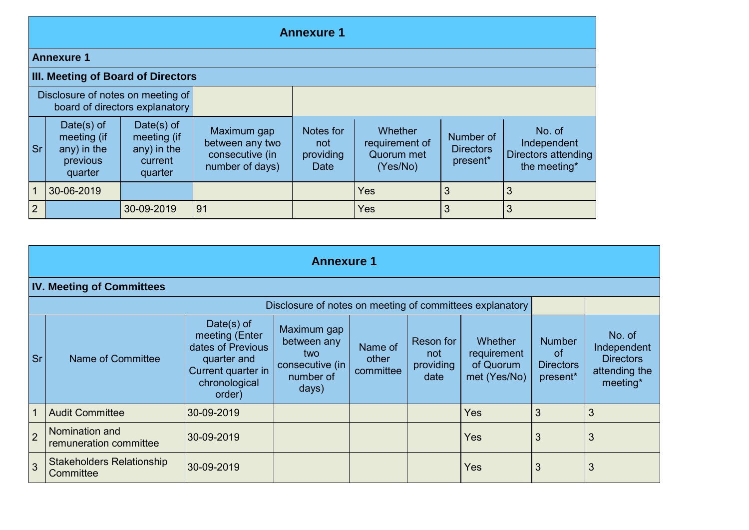## Annexure 1

### Annexure 1

### III. Meeting of Board of Directors

| Disclosure of notes on meeting of board of directors explanatory | | | | | | | |
|---|---|---|---|---|---|---|---|
| **Sr** | **Date(s) of meeting (if any) in the previous quarter** | **Date(s) of meeting (if any) in the current quarter** | **Maximum gap between any two consecutive (in number of days)** | **Notes for not providing Date** | **Whether requirement of Quorum met (Yes/No)** | **Number of Directors present*** | **No. of Independent Directors attending the meeting*** |
| 1 | 30-06-2019 | | | | Yes | 3 | 3 |
| 2 | | 30-09-2019 | 91 | | Yes | 3 | 3 |

## Annexure 1

### IV. Meeting of Committees

| Disclosure of notes on meeting of committees explanatory | | | | | | | | |
|---|---|---|---|---|---|---|---|---|
| **Sr** | **Name of Committee** | **Date(s) of meeting (Enter dates of Previous quarter and Current quarter in chronological order)** | **Maximum gap between any two consecutive (in number of days)** | **Name of other committee** | **Reson for not providing date** | **Whether requirement of Quorum met (Yes/No)** | **Number of Directors present*** | **No. of Independent Directors attending the meeting*** |
| 1 | Audit Committee | 30-09-2019 | | | | Yes | 3 | 3 |
| 2 | Nomination and remuneration committee | 30-09-2019 | | | | Yes | 3 | 3 |
| 3 | Stakeholders Relationship Committee | 30-09-2019 | | | | Yes | 3 | 3 |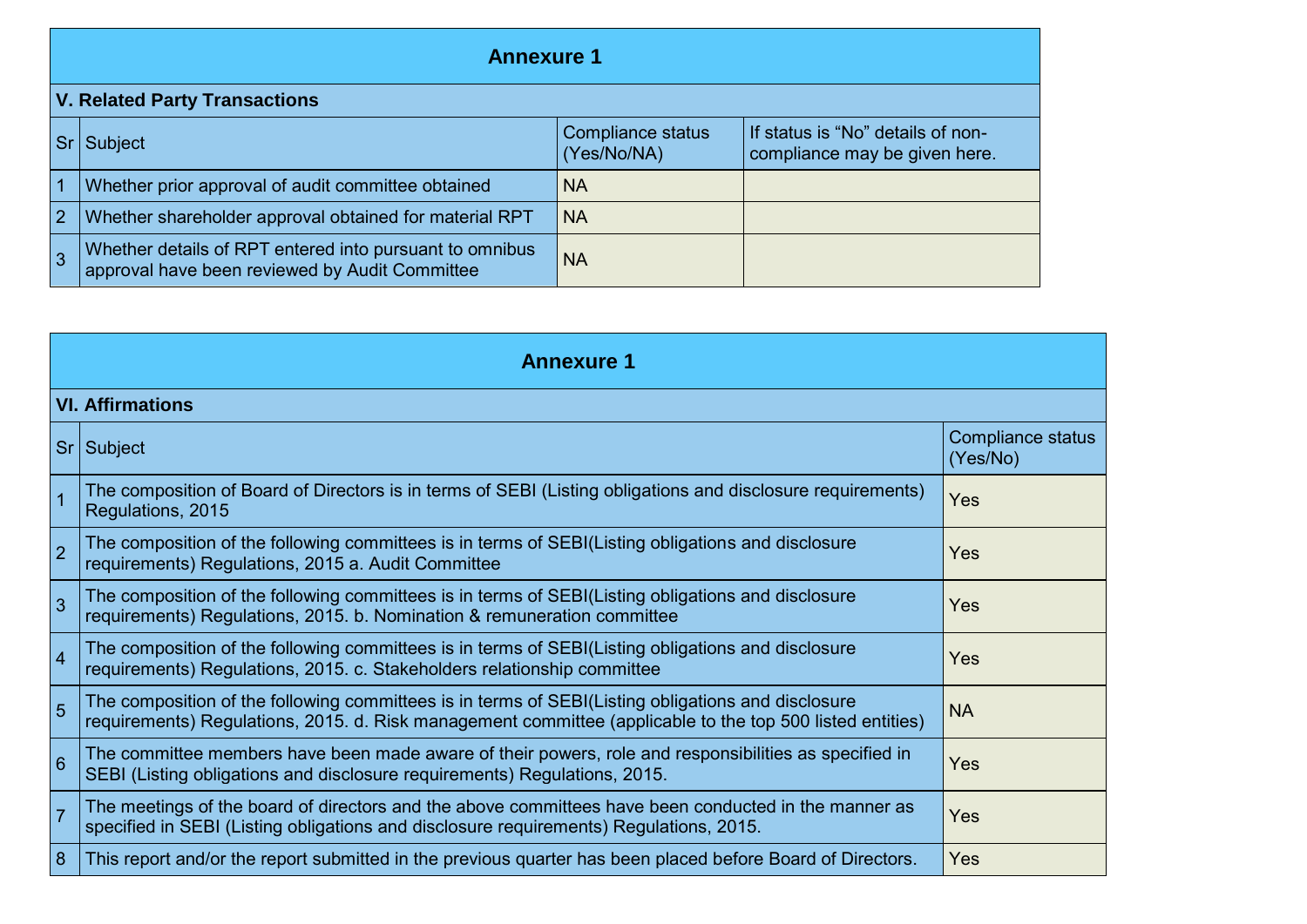## Annexure 1

### V. Related Party Transactions

| Sr | Subject | Compliance status (Yes/No/NA) | If status is "No" details of non-compliance may be given here. |
|---|---|---|---|
| 1 | Whether prior approval of audit committee obtained | NA | |
| 2 | Whether shareholder approval obtained for material RPT | NA | |
| 3 | Whether details of RPT entered into pursuant to omnibus approval have been reviewed by Audit Committee | NA | |

## Annexure 1

### VI. Affirmations

| Sr | Subject | Compliance status (Yes/No) |
|---|---|---|
| 1 | The composition of Board of Directors is in terms of SEBI (Listing obligations and disclosure requirements) Regulations, 2015 | Yes |
| 2 | The composition of the following committees is in terms of SEBI(Listing obligations and disclosure requirements) Regulations, 2015 a. Audit Committee | Yes |
| 3 | The composition of the following committees is in terms of SEBI(Listing obligations and disclosure requirements) Regulations, 2015. b. Nomination & remuneration committee | Yes |
| 4 | The composition of the following committees is in terms of SEBI(Listing obligations and disclosure requirements) Regulations, 2015. c. Stakeholders relationship committee | Yes |
| 5 | The composition of the following committees is in terms of SEBI(Listing obligations and disclosure requirements) Regulations, 2015. d. Risk management committee (applicable to the top 500 listed entities) | NA |
| 6 | The committee members have been made aware of their powers, role and responsibilities as specified in SEBI (Listing obligations and disclosure requirements) Regulations, 2015. | Yes |
| 7 | The meetings of the board of directors and the above committees have been conducted in the manner as specified in SEBI (Listing obligations and disclosure requirements) Regulations, 2015. | Yes |
| 8 | This report and/or the report submitted in the previous quarter has been placed before Board of Directors. | Yes |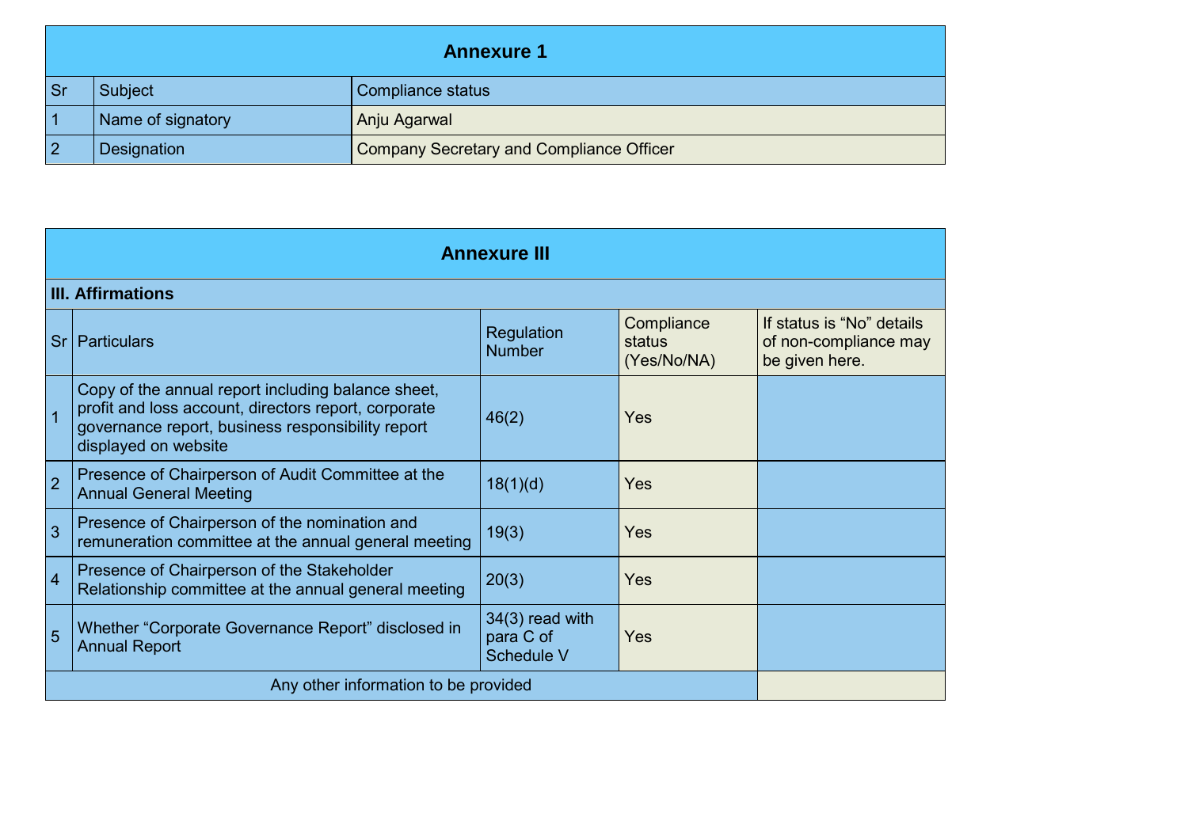## Annexure 1

| Sr | Subject | Compliance status |
|---|---|---|
| 1 | Name of signatory | Anju Agarwal |
| 2 | Designation | Company Secretary and Compliance Officer |

## Annexure III

**III. Affirmations**

| Sr | Particulars | Regulation Number | Compliance status (Yes/No/NA) | If status is "No" details of non-compliance may be given here. |
|---|---|---|---|---|
| 1 | Copy of the annual report including balance sheet, profit and loss account, directors report, corporate governance report, business responsibility report displayed on website | 46(2) | Yes | |
| 2 | Presence of Chairperson of Audit Committee at the Annual General Meeting | 18(1)(d) | Yes | |
| 3 | Presence of Chairperson of the nomination and remuneration committee at the annual general meeting | 19(3) | Yes | |
| 4 | Presence of Chairperson of the Stakeholder Relationship committee at the annual general meeting | 20(3) | Yes | |
| 5 | Whether "Corporate Governance Report" disclosed in Annual Report | 34(3) read with para C of Schedule V | Yes | |
| | Any other information to be provided | | | |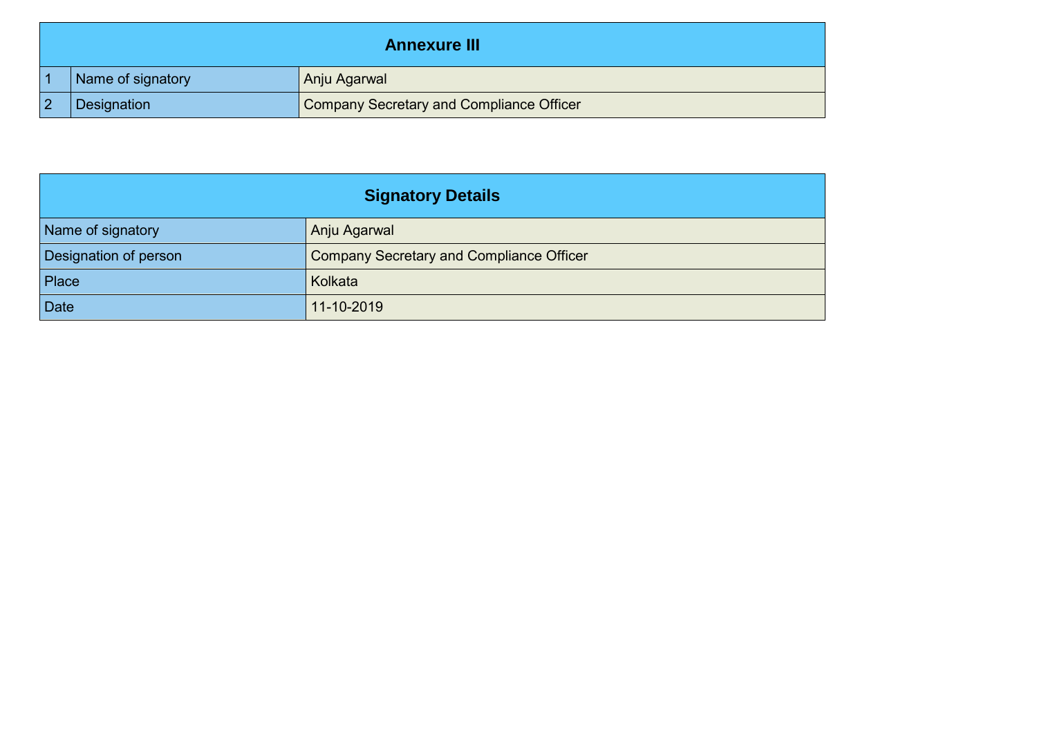## Annexure III

| | | |
|---|---|---|
| 1 | Name of signatory | Anju Agarwal |
| 2 | Designation | Company Secretary and Compliance Officer |

## Signatory Details

| | |
|---|---|
| Name of signatory | Anju Agarwal |
| Designation of person | Company Secretary and Compliance Officer |
| Place | Kolkata |
| Date | 11-10-2019 |